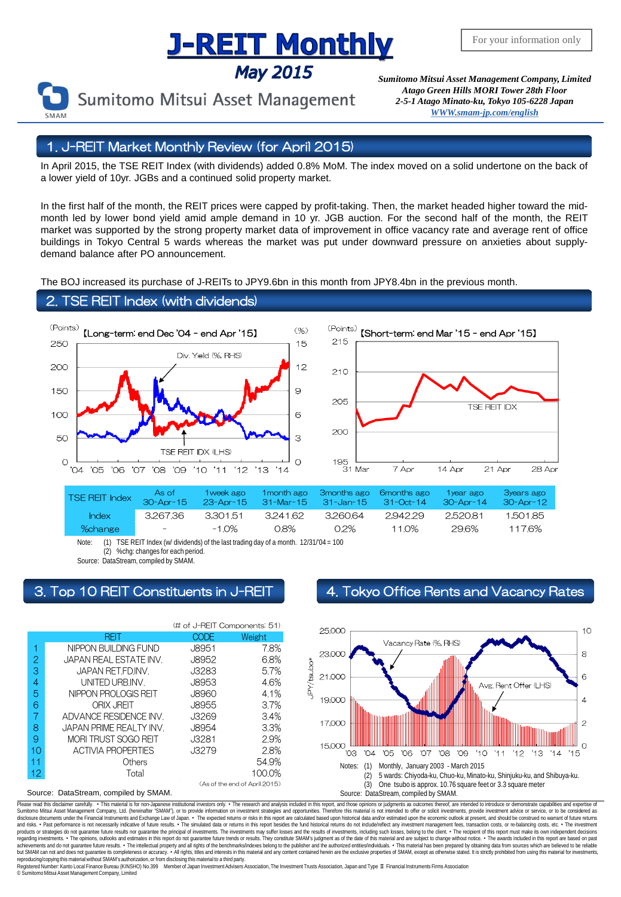# J-REIT Monthly

## May 2015

For your information only

Sumitomo Mitsui Asset Management

*Sumitomo Mitsui Asset Management Company, Limited*
*Atago Green Hills MORI Tower 28th Floor*
*2-5-1 Atago Minato-ku, Tokyo 105-6228 Japan*
*WWW.smam-jp.com/english*

## 1. J-REIT Market Monthly Review (for April 2015)

In April 2015, the TSE REIT Index (with dividends) added 0.8% MoM. The index moved on a solid undertone on the back of a lower yield of 10yr. JGBs and a continued solid property market.

In the first half of the month, the REIT prices were capped by profit-taking. Then, the market headed higher toward the mid-month led by lower bond yield amid ample demand in 10 yr. JGB auction. For the second half of the month, the REIT market was supported by the strong property market data of improvement in office vacancy rate and average rent of office buildings in Tokyo Central 5 wards whereas the market was put under downward pressure on anxieties about supply-demand balance after PO announcement.

The BOJ increased its purchase of J-REITs to JPY9.6bn in this month from JPY8.4bn in the previous month.

## 2. TSE REIT Index (with dividends)

【Long-term: end Dec '04 - end Apr '15】 (Points) / (%) — Div. Yield (%, RHS); TSE REIT IDX (LHS)

【Short-term: end Mar '15 - end Apr '15】 (Points) — TSE REIT IDX

| TSE REIT Index | As of 30-Apr-15 | 1week ago 23-Apr-15 | 1month ago 31-Mar-15 | 3months ago 31-Jan-15 | 6months ago 31-Oct-14 | 1year ago 30-Apr-14 | 3years ago 30-Apr-12 |
|---|---|---|---|---|---|---|---|
| Index | 3,267.36 | 3,301.51 | 3,241.62 | 3,260.64 | 2,942.29 | 2,520.81 | 1,501.85 |
| %change | - | -1.0% | 0.8% | 0.2% | 11.0% | 29.6% | 117.6% |

Note: (1) TSE REIT Index (w/ dividends) of the last trading day of a month. 12/31/'04 = 100
(2) %chg: changes for each period.

Source: DataStream, compiled by SMAM.

## 3. Top 10 REIT Constituents in J-REIT

(# of J-REIT Components: 51)

| | REIT | CODE | Weight |
|---|---|---|---|
| 1 | NIPPON BUILDING FUND | J8951 | 7.8% |
| 2 | JAPAN REAL ESTATE INV. | J8952 | 6.8% |
| 3 | JAPAN RET.FD.INV. | J3283 | 5.7% |
| 4 | UNITED URB.INV. | J8953 | 4.6% |
| 5 | NIPPON PROLOGIS REIT | J8960 | 4.1% |
| 6 | ORIX JREIT | J8955 | 3.7% |
| 7 | ADVANCE RESIDENCE INV. | J3269 | 3.4% |
| 8 | JAPAN PRIME REALTY INV. | J8954 | 3.3% |
| 9 | MORI TRUST SOGO REIT | J3281 | 2.9% |
| 10 | ACTIVIA PROPERTIES | J3279 | 2.8% |
| 11 | Others | | 54.9% |
| 12 | Total | | 100.0% |

(As of the end of April 2015)

Source: DataStream, compiled by SMAM.

## 4. Tokyo Office Rents and Vacancy Rates

Vacancy Rate (%, RHS); Avg. Rent Offer (LHS); JPY/tsubo*

Notes: (1) Monthly, January 2003 - March 2015
(2) 5 wards: Chiyoda-ku, Chuo-ku, Minato-ku, Shinjuku-ku, and Shibuya-ku.
(3) One tsubo is approx. 10.76 square feet or 3.3 square meter

Source: DataStream, compiled by SMAM.

Please read this disclaimer carefully. • This material is for non-Japanese institutional investors only. • The research and analysis included in this report, and those opinions or judgments as outcomes thereof, are intended to introduce or demonstrate capabilities and expertise of Sumitomo Mitsui Asset Management Company, Ltd. (hereinafter "SMAM"), or to provide information on investment strategies and opportunities. Therefore this material is not intended to offer or solicit investments, provide investment advice or service, or to be considered as disclosure documents under the Financial Instruments and Exchange Law of Japan. • The expected returns or risks in this report are calculated based upon historical data and/or estimated upon the economic outlook at present, and should be construed no warrant of future returns and risks. • Past performance is not necessarily indicative of future results. • The simulated data or returns in this report besides the fund historical returns do not include/reflect any investment management fees, transaction costs, or re-balancing costs, etc. • The investment products or strategies do not guarantee future results nor guarantee the principal of investments. The investments may suffer losses and the results of investments, including such losses, belong to the client. • The recipient of this report must make its own independent decisions regarding investments. • The opinions, outlooks and estimates in this report do not guarantee future trends or results. They constitute SMAM's judgment as of the date of this material and are subject to change without notice. • The awards included in this report are based on past achievements and do not guarantee future results. • The intellectual property and all rights of the benchmarks/indexes belong to the publisher and the authorized entities/individuals. • This material has been prepared by obtaining data from sources which are believed to be reliable but SMAM can not and does not guarantee its completeness or accuracy. • All rights, titles and interests in this material and any content contained herein are the exclusive properties of SMAM, except as otherwise stated. It is strictly prohibited from using this material for investments, reproducing/copying this material without SMAM's authorization, or from disclosing this material to a third party.
Registered Number: Kanto Local Finance Bureau (KINSHO) No.399 Member of Japan Investment Advisers Association, The Investment Trusts Association, Japan and Type II Financial Instruments Firms Association
© Sumitomo Mitsui Asset Management Company, Limited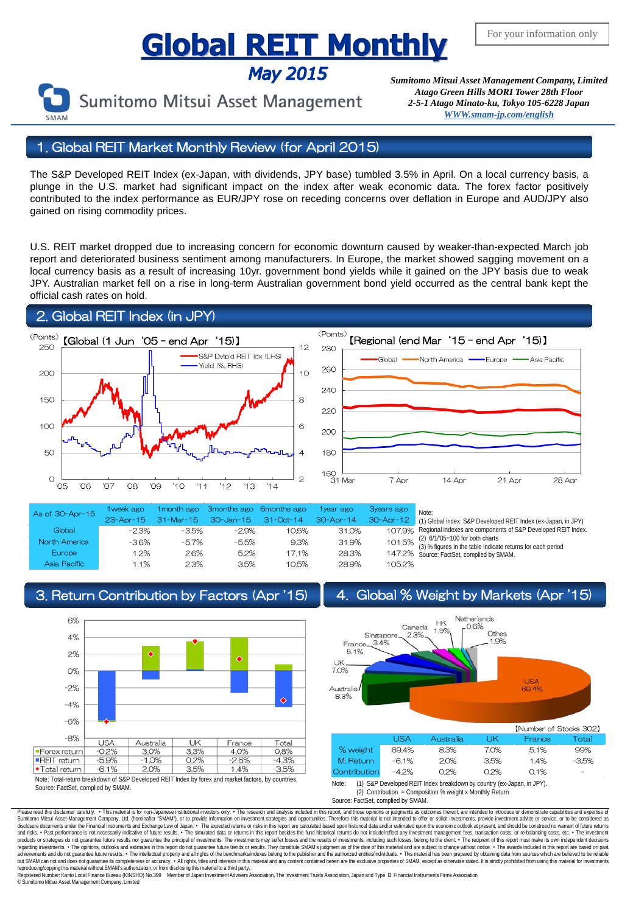For your information only

# Global REIT Monthly

*May 2015*

Sumitomo Mitsui Asset Management

***Sumitomo Mitsui Asset Management Company, Limited***
***Atago Green Hills MORI Tower 28th Floor***
***2-5-1 Atago Minato-ku, Tokyo 105-6228 Japan***
***WWW.smam-jp.com/english***

## 1. Global REIT Market Monthly Review (for April 2015)

The S&P Developed REIT Index (ex-Japan, with dividends, JPY base) tumbled 3.5% in April. On a local currency basis, a plunge in the U.S. market had significant impact on the index after weak economic data. The forex factor positively contributed to the index performance as EUR/JPY rose on receding concerns over deflation in Europe and AUD/JPY also gained on rising commodity prices.

U.S. REIT market dropped due to increasing concern for economic downturn caused by weaker-than-expected March job report and deteriorated business sentiment among manufacturers. In Europe, the market showed sagging movement on a local currency basis as a result of increasing 10yr. government bond yields while it gained on the JPY basis due to weak JPY. Australian market fell on a rise in long-term Australian government bond yield occurred as the central bank kept the official cash rates on hold.

## 2. Global REIT Index (in JPY)

(Points) 【Global (1 Jun '05 – end Apr '15)】

S&P Dvlp'd REIT Idx (LHS)
Yield (%, RHS)

250, 200, 150, 100, 50, 0
12, 10, 8, 6, 4, 2
'05 '06 '07 '08 '09 '10 '11 '12 '13 '14

(Points) 【Regional (end Mar '15 – end Apr '15)】

Global, North America, Europe, Asia Pacific

280, 260, 240, 220, 200, 180, 160
31 Mar, 7 Apr, 14 Apr, 21 Apr, 28 Apr

| As of 30-Apr-15 | 1week ago 23-Apr-15 | 1month ago 31-Mar-15 | 3months ago 30-Jan-15 | 6months ago 31-Oct-14 | 1year ago 30-Apr-14 | 3years ago 30-Apr-12 |
|---|---|---|---|---|---|---|
| Global | -2.3% | -3.5% | -2.9% | 10.5% | 31.0% | 107.9% |
| North America | -3.6% | -5.7% | -5.5% | 9.3% | 31.9% | 101.5% |
| Europe | 1.2% | 2.6% | 5.2% | 17.1% | 28.3% | 147.2% |
| Asia Pacific | 1.1% | 2.3% | 3.5% | 10.5% | 28.9% | 105.2% |

Note:
(1) Global index: S&P Developed REIT Index (ex-Japan, in JPY)
Regional indexes are components of S&P Developed REIT Index.
(2) 6/1/'05=100 for both charts
(3) % figures in the table indicate returns for each period
Source: FactSet, complied by SMAM.

## 3. Return Contribution by Factors (Apr '15)

6%, 4%, 2%, 0%, -2%, -4%, -6%, -8%

| | USA | Australia | UK | France | Total |
|---|---|---|---|---|---|
| Forex return | -0.2% | 3.0% | 3.3% | 4.0% | 0.8% |
| REIT return | -5.9% | -1.0% | 0.2% | -2.6% | -4.3% |
| Total return | -6.1% | 2.0% | 3.5% | 1.4% | -3.5% |

Note: Total-return breakdown of S&P Developed REIT Index by forex and market factors, by countries.
Source: FactSet, complied by SMAM.

## 4. Global % Weight by Markets (Apr '15)

USA 69.4%, Australia 8.3%, UK 7.0%, France 5.1%, Singapore 3.4%, Canada 2.3%, HK 1.9%, Netherlands 0.6%, Othes 1.9%

【Number of Stocks 302】

| | USA | Australia | UK | France | Total |
|---|---|---|---|---|---|
| % weight | 69.4% | 8.3% | 7.0% | 5.1% | 99% |
| M. Return | -6.1% | 2.0% | 3.5% | 1.4% | -3.5% |
| Contribution | -4.2% | 0.2% | 0.2% | 0.1% | - |

Note: (1) S&P Developed REIT Index breakdown by country (ex-Japan, in JPY).
(2) Contribution = Composition % weight x Monthly Return
Source: FactSet, complied by SMAM.

Please read this disclaimer carefully. • This material is for non-Japanese institutional investors only. • The research and analysis included in this report, and those opinions or judgments as outcomes thereof, are intended to introduce or demonstrate capabilities and expertise of Sumitomo Mitsui Asset Management Company, Ltd. (hereinafter "SMAM"), or to provide information on investment strategies and opportunities. Therefore this material is not intended to offer or solicit investments, provide investment advice or service, or to be considered as disclosure documents under the Financial Instruments and Exchange Law of Japan. • The expected returns or risks in this report are calculated based upon historical data and/or estimated upon the economic outlook at present, and should be construed no warrant of future returns and risks. • Past performance is not necessarily indicative of future results. • The simulated data or returns in this report besides the fund historical returns do not include/reflect any investment management fees, transaction costs, or re-balancing costs, etc. • The investment products or strategies do not guarantee future results nor guarantee the principal of investments. The investments may suffer losses and the results of investments, including such losses, belong to the client. • The recipient of this report must make its own independent decisions regarding investments. • The opinions, outlooks and estimates in this report do not guarantee future trends or results. They constitute SMAM's judgment as of the date of this material and are subject to change without notice. • The awards included in this report are based on past achievements and do not guarantee future results. • The intellectual property and all rights of the benchmarks/indexes belong to the publisher and the authorized entities/individuals. • This material has been prepared by obtaining data from sources which are believed to be reliable but SMAM can not and does not guarantee its completeness or accuracy. • All rights, titles and interests in this material and any content contained herein are the exclusive properties of SMAM, except as otherwise stated. It is strictly prohibited from using this material for investments, reproducing/copying this material without SMAM's authorization, or from disclosing this material to a third party.
Registered Number: Kanto Local Finance Bureau (KINSHO) No.399 Member of Japan Investment Advisers Association, The Investment Trusts Association, Japan and Type Ⅱ Financial Instruments Firms Association
© Sumitomo Mitsui Asset Management Company, Limited